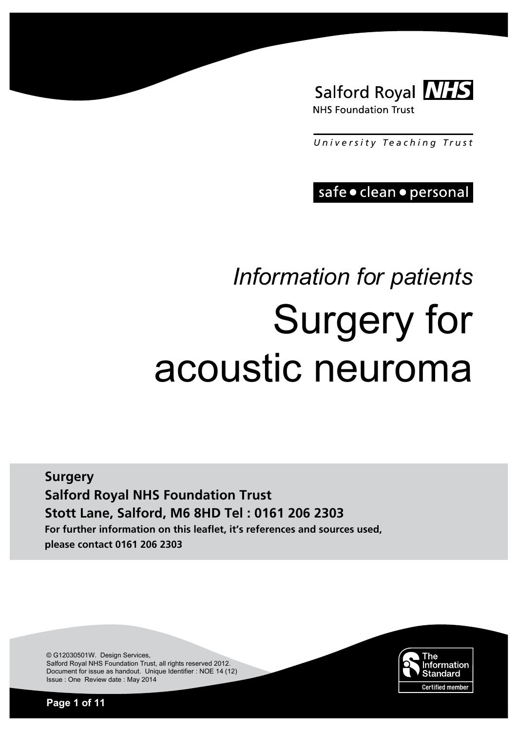Salford Royal NHS

NHS Foundation Trust

*University Teaching Trust*

safe • clean • personal

*Information for patients*

# Surgery for acoustic neuroma

**Surgery**

**Salford Royal NHS Foundation Trust**

**Stott Lane, Salford, M6 8HD Tel : 0161 206 2303**

**For further information on this leaflet, it's references and sources used, please contact 0161 206 2303**

© G12030501W. Design Services,
Salford Royal NHS Foundation Trust, all rights reserved 2012.
Document for issue as handout. Unique Identifier : NOE 14 (12)
Issue : One Review date : May 2014

The Information Standard
Certified member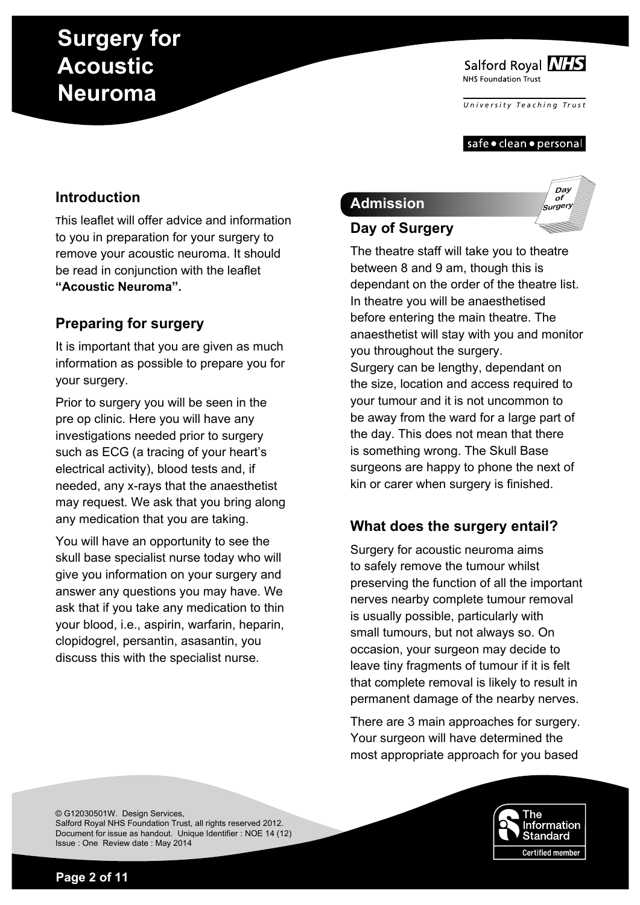# Surgery for Acoustic Neuroma

## Introduction

This leaflet will offer advice and information to you in preparation for your surgery to remove your acoustic neuroma. It should be read in conjunction with the leaflet **"Acoustic Neuroma".**

## Preparing for surgery

It is important that you are given as much information as possible to prepare you for your surgery.

Prior to surgery you will be seen in the pre op clinic. Here you will have any investigations needed prior to surgery such as ECG (a tracing of your heart's electrical activity), blood tests and, if needed, any x-rays that the anaesthetist may request. We ask that you bring along any medication that you are taking.

You will have an opportunity to see the skull base specialist nurse today who will give you information on your surgery and answer any questions you may have. We ask that if you take any medication to thin your blood, i.e., aspirin, warfarin, heparin, clopidogrel, persantin, asasantin, you discuss this with the specialist nurse.

## Admission

### Day of Surgery

The theatre staff will take you to theatre between 8 and 9 am, though this is dependant on the order of the theatre list. In theatre you will be anaesthetised before entering the main theatre. The anaesthetist will stay with you and monitor you throughout the surgery.
Surgery can be lengthy, dependant on the size, location and access required to your tumour and it is not uncommon to be away from the ward for a large part of the day. This does not mean that there is something wrong. The Skull Base surgeons are happy to phone the next of kin or carer when surgery is finished.

## What does the surgery entail?

Surgery for acoustic neuroma aims to safely remove the tumour whilst preserving the function of all the important nerves nearby complete tumour removal is usually possible, particularly with small tumours, but not always so. On occasion, your surgeon may decide to leave tiny fragments of tumour if it is felt that complete removal is likely to result in permanent damage of the nearby nerves.

There are 3 main approaches for surgery. Your surgeon will have determined the most appropriate approach for you based

© G12030501W. Design Services,
Salford Royal NHS Foundation Trust, all rights reserved 2012.
Document for issue as handout. Unique Identifier : NOE 14 (12)
Issue : One Review date : May 2014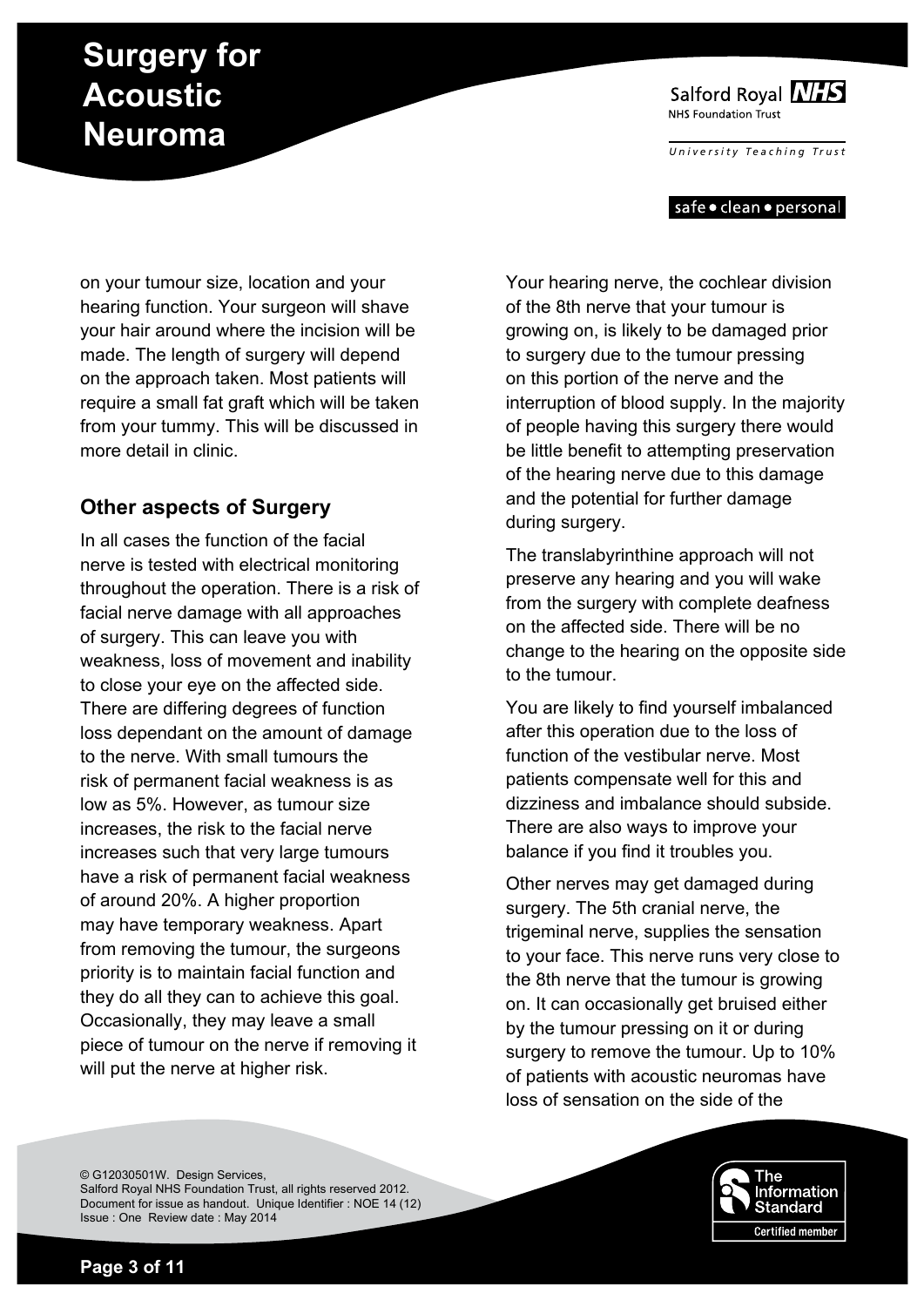on your tumour size, location and your hearing function. Your surgeon will shave your hair around where the incision will be made. The length of surgery will depend on the approach taken. Most patients will require a small fat graft which will be taken from your tummy. This will be discussed in more detail in clinic.

## Other aspects of Surgery

In all cases the function of the facial nerve is tested with electrical monitoring throughout the operation. There is a risk of facial nerve damage with all approaches of surgery. This can leave you with weakness, loss of movement and inability to close your eye on the affected side. There are differing degrees of function loss dependant on the amount of damage to the nerve. With small tumours the risk of permanent facial weakness is as low as 5%. However, as tumour size increases, the risk to the facial nerve increases such that very large tumours have a risk of permanent facial weakness of around 20%. A higher proportion may have temporary weakness. Apart from removing the tumour, the surgeons priority is to maintain facial function and they do all they can to achieve this goal. Occasionally, they may leave a small piece of tumour on the nerve if removing it will put the nerve at higher risk.

Your hearing nerve, the cochlear division of the 8th nerve that your tumour is growing on, is likely to be damaged prior to surgery due to the tumour pressing on this portion of the nerve and the interruption of blood supply. In the majority of people having this surgery there would be little benefit to attempting preservation of the hearing nerve due to this damage and the potential for further damage during surgery.

The translabyrinthine approach will not preserve any hearing and you will wake from the surgery with complete deafness on the affected side. There will be no change to the hearing on the opposite side to the tumour.

You are likely to find yourself imbalanced after this operation due to the loss of function of the vestibular nerve. Most patients compensate well for this and dizziness and imbalance should subside. There are also ways to improve your balance if you find it troubles you.

Other nerves may get damaged during surgery. The 5th cranial nerve, the trigeminal nerve, supplies the sensation to your face. This nerve runs very close to the 8th nerve that the tumour is growing on. It can occasionally get bruised either by the tumour pressing on it or during surgery to remove the tumour. Up to 10% of patients with acoustic neuromas have loss of sensation on the side of the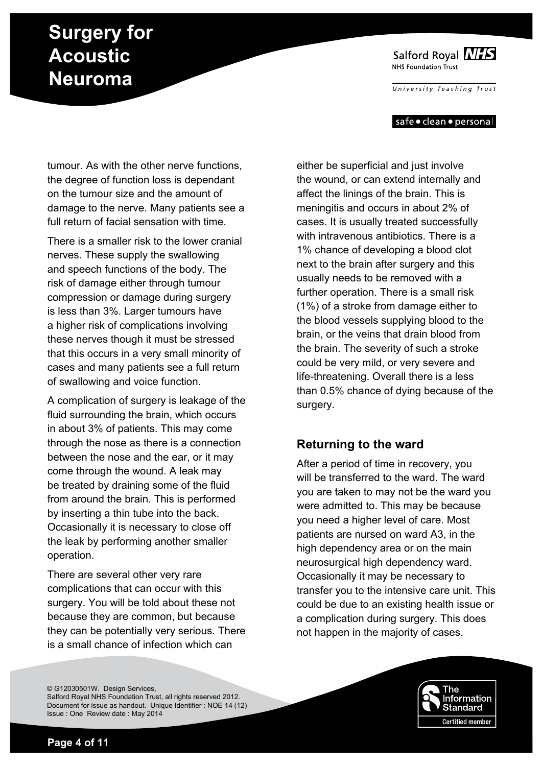tumour. As with the other nerve functions, the degree of function loss is dependant on the tumour size and the amount of damage to the nerve. Many patients see a full return of facial sensation with time.

There is a smaller risk to the lower cranial nerves. These supply the swallowing and speech functions of the body. The risk of damage either through tumour compression or damage during surgery is less than 3%. Larger tumours have a higher risk of complications involving these nerves though it must be stressed that this occurs in a very small minority of cases and many patients see a full return of swallowing and voice function.

A complication of surgery is leakage of the fluid surrounding the brain, which occurs in about 3% of patients. This may come through the nose as there is a connection between the nose and the ear, or it may come through the wound. A leak may be treated by draining some of the fluid from around the brain. This is performed by inserting a thin tube into the back. Occasionally it is necessary to close off the leak by performing another smaller operation.

There are several other very rare complications that can occur with this surgery. You will be told about these not because they are common, but because they can be potentially very serious. There is a small chance of infection which can either be superficial and just involve the wound, or can extend internally and affect the linings of the brain. This is meningitis and occurs in about 2% of cases. It is usually treated successfully with intravenous antibiotics. There is a 1% chance of developing a blood clot next to the brain after surgery and this usually needs to be removed with a further operation. There is a small risk (1%) of a stroke from damage either to the blood vessels supplying blood to the brain, or the veins that drain blood from the brain. The severity of such a stroke could be very mild, or very severe and life-threatening. Overall there is a less than 0.5% chance of dying because of the surgery.

## Returning to the ward

After a period of time in recovery, you will be transferred to the ward. The ward you are taken to may not be the ward you were admitted to. This may be because you need a higher level of care. Most patients are nursed on ward A3, in the high dependency area or on the main neurosurgical high dependency ward. Occasionally it may be necessary to transfer you to the intensive care unit. This could be due to an existing health issue or a complication during surgery. This does not happen in the majority of cases.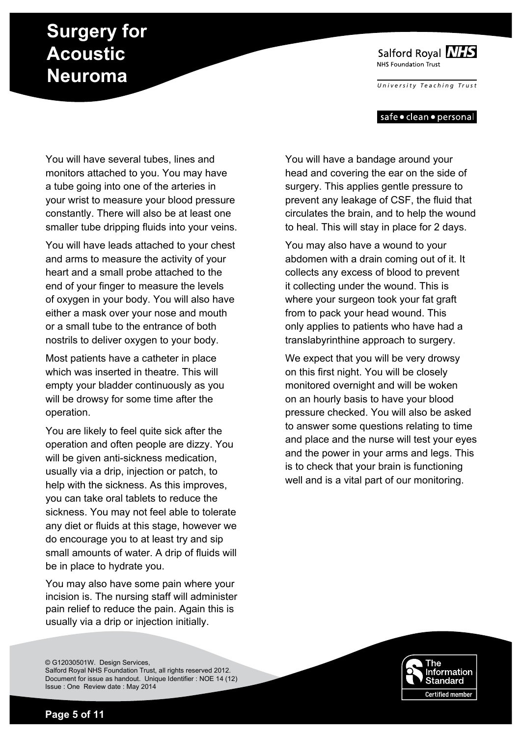You will have several tubes, lines and monitors attached to you. You may have a tube going into one of the arteries in your wrist to measure your blood pressure constantly. There will also be at least one smaller tube dripping fluids into your veins.

You will have leads attached to your chest and arms to measure the activity of your heart and a small probe attached to the end of your finger to measure the levels of oxygen in your body. You will also have either a mask over your nose and mouth or a small tube to the entrance of both nostrils to deliver oxygen to your body.

Most patients have a catheter in place which was inserted in theatre. This will empty your bladder continuously as you will be drowsy for some time after the operation.

You are likely to feel quite sick after the operation and often people are dizzy. You will be given anti-sickness medication, usually via a drip, injection or patch, to help with the sickness. As this improves, you can take oral tablets to reduce the sickness. You may not feel able to tolerate any diet or fluids at this stage, however we do encourage you to at least try and sip small amounts of water. A drip of fluids will be in place to hydrate you.

You may also have some pain where your incision is. The nursing staff will administer pain relief to reduce the pain. Again this is usually via a drip or injection initially.

You will have a bandage around your head and covering the ear on the side of surgery. This applies gentle pressure to prevent any leakage of CSF, the fluid that circulates the brain, and to help the wound to heal. This will stay in place for 2 days.

You may also have a wound to your abdomen with a drain coming out of it. It collects any excess of blood to prevent it collecting under the wound. This is where your surgeon took your fat graft from to pack your head wound. This only applies to patients who have had a translabyrinthine approach to surgery.

We expect that you will be very drowsy on this first night. You will be closely monitored overnight and will be woken on an hourly basis to have your blood pressure checked. You will also be asked to answer some questions relating to time and place and the nurse will test your eyes and the power in your arms and legs. This is to check that your brain is functioning well and is a vital part of our monitoring.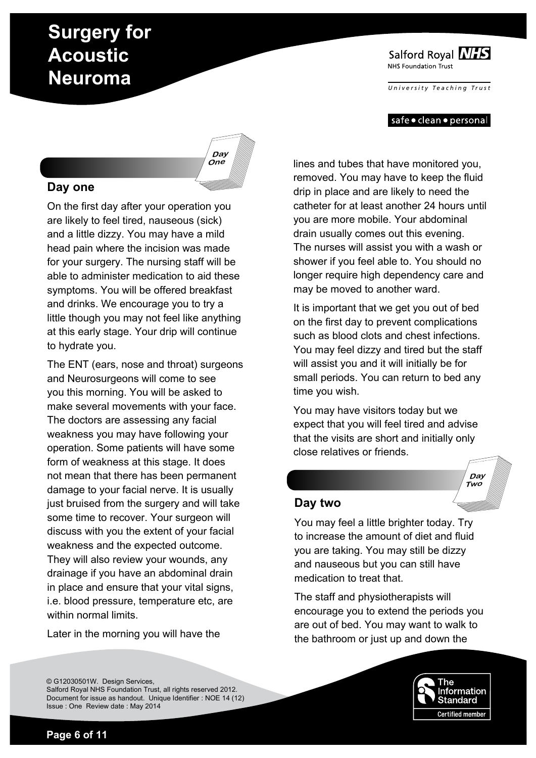# Surgery for Acoustic Neuroma

## Day one

On the first day after your operation you are likely to feel tired, nauseous (sick) and a little dizzy. You may have a mild head pain where the incision was made for your surgery. The nursing staff will be able to administer medication to aid these symptoms. You will be offered breakfast and drinks. We encourage you to try a little though you may not feel like anything at this early stage. Your drip will continue to hydrate you.

The ENT (ears, nose and throat) surgeons and Neurosurgeons will come to see you this morning. You will be asked to make several movements with your face. The doctors are assessing any facial weakness you may have following your operation. Some patients will have some form of weakness at this stage. It does not mean that there has been permanent damage to your facial nerve. It is usually just bruised from the surgery and will take some time to recover. Your surgeon will discuss with you the extent of your facial weakness and the expected outcome. They will also review your wounds, any drainage if you have an abdominal drain in place and ensure that your vital signs, i.e. blood pressure, temperature etc, are within normal limits.

Later in the morning you will have the lines and tubes that have monitored you, removed. You may have to keep the fluid drip in place and are likely to need the catheter for at least another 24 hours until you are more mobile. Your abdominal drain usually comes out this evening. The nurses will assist you with a wash or shower if you feel able to. You should no longer require high dependency care and may be moved to another ward.

It is important that we get you out of bed on the first day to prevent complications such as blood clots and chest infections. You may feel dizzy and tired but the staff will assist you and it will initially be for small periods. You can return to bed any time you wish.

You may have visitors today but we expect that you will feel tired and advise that the visits are short and initially only close relatives or friends.

## Day two

You may feel a little brighter today. Try to increase the amount of diet and fluid you are taking. You may still be dizzy and nauseous but you can still have medication to treat that.

The staff and physiotherapists will encourage you to extend the periods you are out of bed. You may want to walk to the bathroom or just up and down the

© G12030501W. Design Services, Salford Royal NHS Foundation Trust, all rights reserved 2012. Document for issue as handout. Unique Identifier : NOE 14 (12) Issue : One Review date : May 2014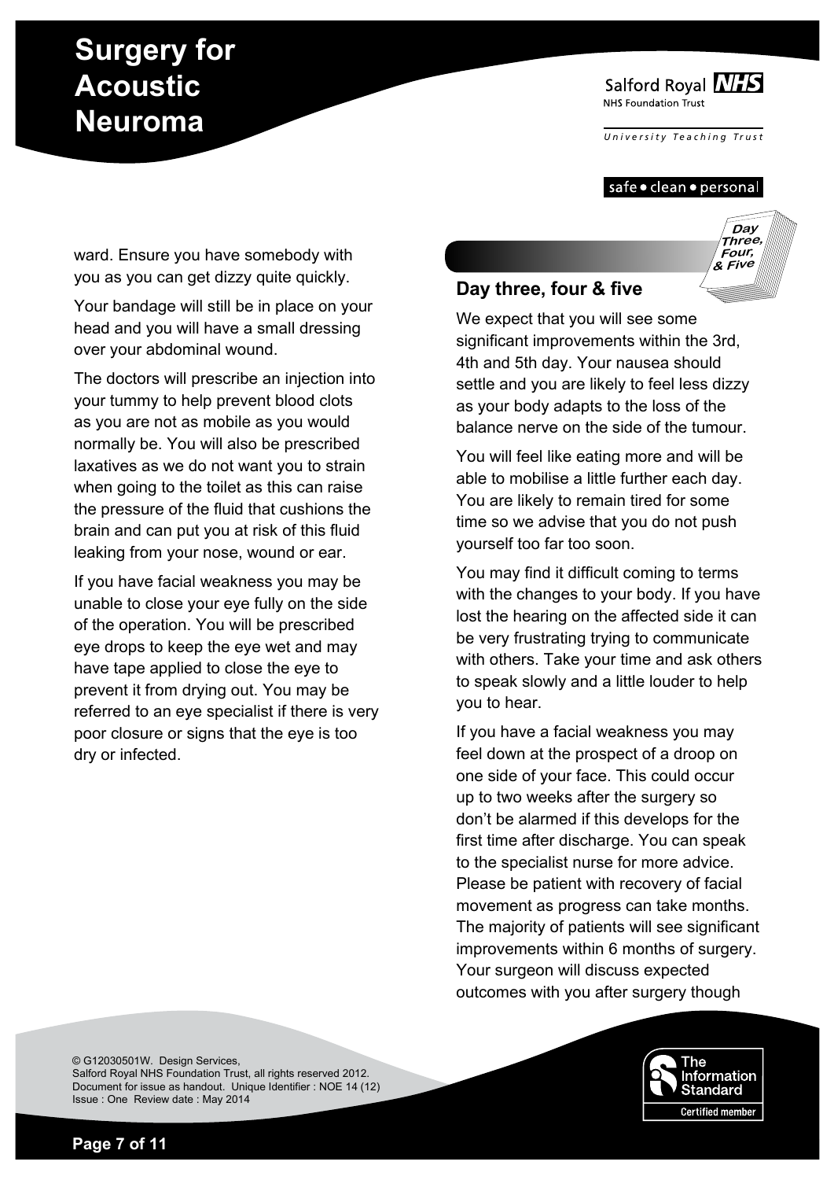ward. Ensure you have somebody with you as you can get dizzy quite quickly.

Your bandage will still be in place on your head and you will have a small dressing over your abdominal wound.

The doctors will prescribe an injection into your tummy to help prevent blood clots as you are not as mobile as you would normally be. You will also be prescribed laxatives as we do not want you to strain when going to the toilet as this can raise the pressure of the fluid that cushions the brain and can put you at risk of this fluid leaking from your nose, wound or ear.

If you have facial weakness you may be unable to close your eye fully on the side of the operation. You will be prescribed eye drops to keep the eye wet and may have tape applied to close the eye to prevent it from drying out. You may be referred to an eye specialist if there is very poor closure or signs that the eye is too dry or infected.

## Day three, four & five

We expect that you will see some significant improvements within the 3rd, 4th and 5th day. Your nausea should settle and you are likely to feel less dizzy as your body adapts to the loss of the balance nerve on the side of the tumour.

You will feel like eating more and will be able to mobilise a little further each day. You are likely to remain tired for some time so we advise that you do not push yourself too far too soon.

You may find it difficult coming to terms with the changes to your body. If you have lost the hearing on the affected side it can be very frustrating trying to communicate with others. Take your time and ask others to speak slowly and a little louder to help you to hear.

If you have a facial weakness you may feel down at the prospect of a droop on one side of your face. This could occur up to two weeks after the surgery so don't be alarmed if this develops for the first time after discharge. You can speak to the specialist nurse for more advice. Please be patient with recovery of facial movement as progress can take months. The majority of patients will see significant improvements within 6 months of surgery. Your surgeon will discuss expected outcomes with you after surgery though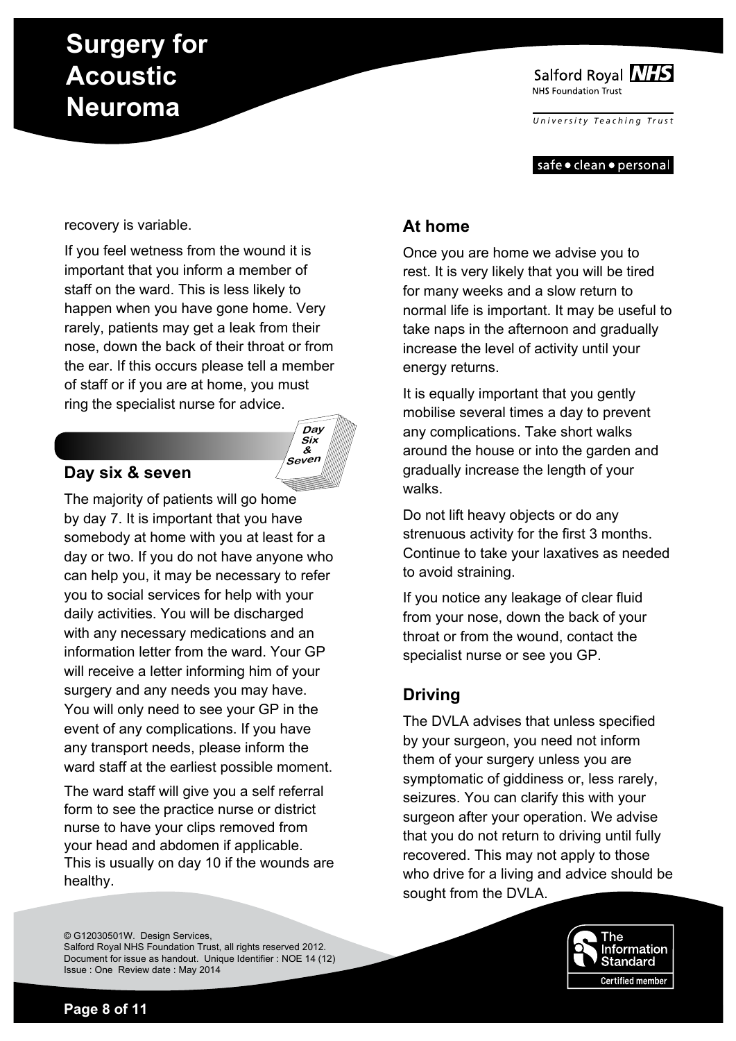recovery is variable.

If you feel wetness from the wound it is important that you inform a member of staff on the ward. This is less likely to happen when you have gone home. Very rarely, patients may get a leak from their nose, down the back of their throat or from the ear. If this occurs please tell a member of staff or if you are at home, you must ring the specialist nurse for advice.

## Day six & seven

The majority of patients will go home by day 7. It is important that you have somebody at home with you at least for a day or two. If you do not have anyone who can help you, it may be necessary to refer you to social services for help with your daily activities. You will be discharged with any necessary medications and an information letter from the ward. Your GP will receive a letter informing him of your surgery and any needs you may have. You will only need to see your GP in the event of any complications. If you have any transport needs, please inform the ward staff at the earliest possible moment.

The ward staff will give you a self referral form to see the practice nurse or district nurse to have your clips removed from your head and abdomen if applicable. This is usually on day 10 if the wounds are healthy.

## At home

Once you are home we advise you to rest. It is very likely that you will be tired for many weeks and a slow return to normal life is important. It may be useful to take naps in the afternoon and gradually increase the level of activity until your energy returns.

It is equally important that you gently mobilise several times a day to prevent any complications. Take short walks around the house or into the garden and gradually increase the length of your walks.

Do not lift heavy objects or do any strenuous activity for the first 3 months. Continue to take your laxatives as needed to avoid straining.

If you notice any leakage of clear fluid from your nose, down the back of your throat or from the wound, contact the specialist nurse or see you GP.

## Driving

The DVLA advises that unless specified by your surgeon, you need not inform them of your surgery unless you are symptomatic of giddiness or, less rarely, seizures. You can clarify this with your surgeon after your operation. We advise that you do not return to driving until fully recovered. This may not apply to those who drive for a living and advice should be sought from the DVLA.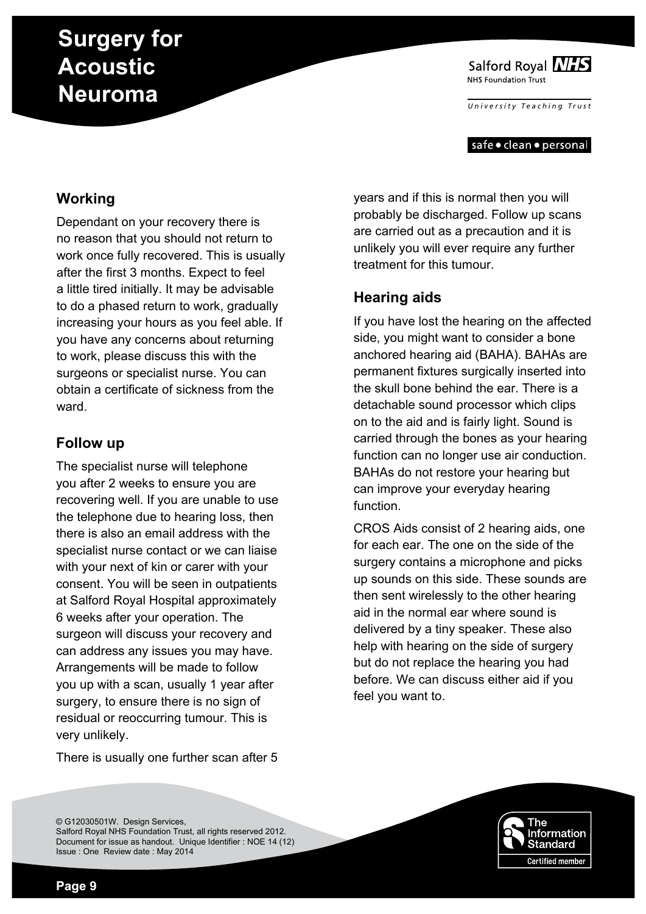## Working

Dependant on your recovery there is no reason that you should not return to work once fully recovered. This is usually after the first 3 months. Expect to feel a little tired initially. It may be advisable to do a phased return to work, gradually increasing your hours as you feel able. If you have any concerns about returning to work, please discuss this with the surgeons or specialist nurse. You can obtain a certificate of sickness from the ward.

## Follow up

The specialist nurse will telephone you after 2 weeks to ensure you are recovering well. If you are unable to use the telephone due to hearing loss, then there is also an email address with the specialist nurse contact or we can liaise with your next of kin or carer with your consent. You will be seen in outpatients at Salford Royal Hospital approximately 6 weeks after your operation. The surgeon will discuss your recovery and can address any issues you may have. Arrangements will be made to follow you up with a scan, usually 1 year after surgery, to ensure there is no sign of residual or reoccurring tumour. This is very unlikely.

There is usually one further scan after 5 years and if this is normal then you will probably be discharged. Follow up scans are carried out as a precaution and it is unlikely you will ever require any further treatment for this tumour.

## Hearing aids

If you have lost the hearing on the affected side, you might want to consider a bone anchored hearing aid (BAHA). BAHAs are permanent fixtures surgically inserted into the skull bone behind the ear. There is a detachable sound processor which clips on to the aid and is fairly light. Sound is carried through the bones as your hearing function can no longer use air conduction. BAHAs do not restore your hearing but can improve your everyday hearing function.

CROS Aids consist of 2 hearing aids, one for each ear. The one on the side of the surgery contains a microphone and picks up sounds on this side. These sounds are then sent wirelessly to the other hearing aid in the normal ear where sound is delivered by a tiny speaker. These also help with hearing on the side of surgery but do not replace the hearing you had before. We can discuss either aid if you feel you want to.

© G12030501W. Design Services,
Salford Royal NHS Foundation Trust, all rights reserved 2012.
Document for issue as handout. Unique Identifier : NOE 14 (12)
Issue : One Review date : May 2014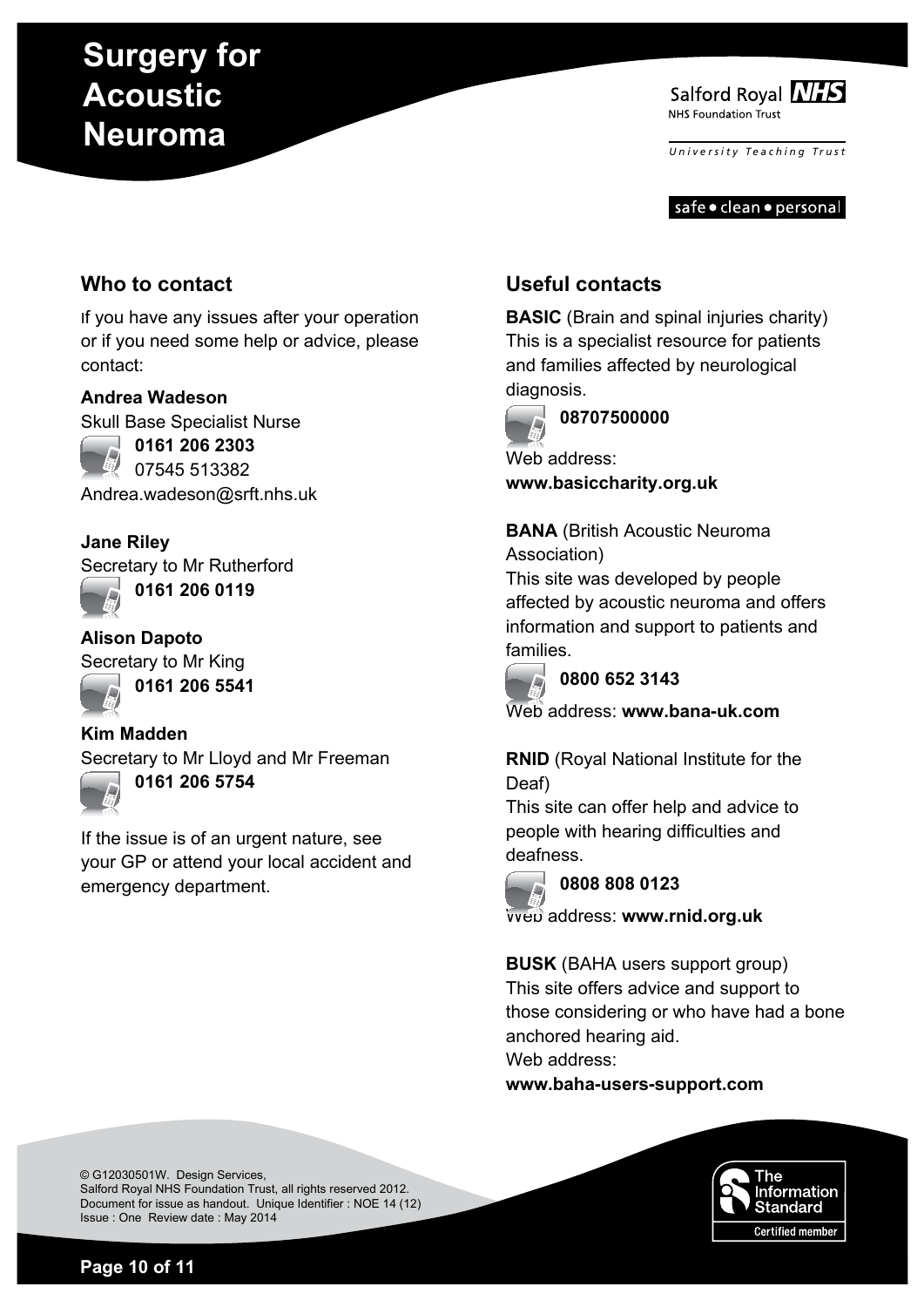# Surgery for Acoustic Neuroma

Salford Royal NHS Foundation Trust

University Teaching Trust

safe • clean • personal

## Who to contact

If you have any issues after your operation or if you need some help or advice, please contact:

**Andrea Wadeson**
Skull Base Specialist Nurse
**0161 206 2303**
07545 513382
Andrea.wadeson@srft.nhs.uk

**Jane Riley**
Secretary to Mr Rutherford
**0161 206 0119**

**Alison Dapoto**
Secretary to Mr King
**0161 206 5541**

**Kim Madden**
Secretary to Mr Lloyd and Mr Freeman
**0161 206 5754**

If the issue is of an urgent nature, see your GP or attend your local accident and emergency department.

## Useful contacts

**BASIC** (Brain and spinal injuries charity)
This is a specialist resource for patients and families affected by neurological diagnosis.
**08707500000**
Web address:
**www.basiccharity.org.uk**

**BANA** (British Acoustic Neuroma Association)
This site was developed by people affected by acoustic neuroma and offers information and support to patients and families.
**0800 652 3143**
Web address: **www.bana-uk.com**

**RNID** (Royal National Institute for the Deaf)
This site can offer help and advice to people with hearing difficulties and deafness.
**0808 808 0123**
Web address: **www.rnid.org.uk**

**BUSK** (BAHA users support group)
This site offers advice and support to those considering or who have had a bone anchored hearing aid.
Web address:
**www.baha-users-support.com**

© G12030501W. Design Services,
Salford Royal NHS Foundation Trust, all rights reserved 2012.
Document for issue as handout. Unique Identifier : NOE 14 (12)
Issue : One Review date : May 2014

The Information Standard
Certified member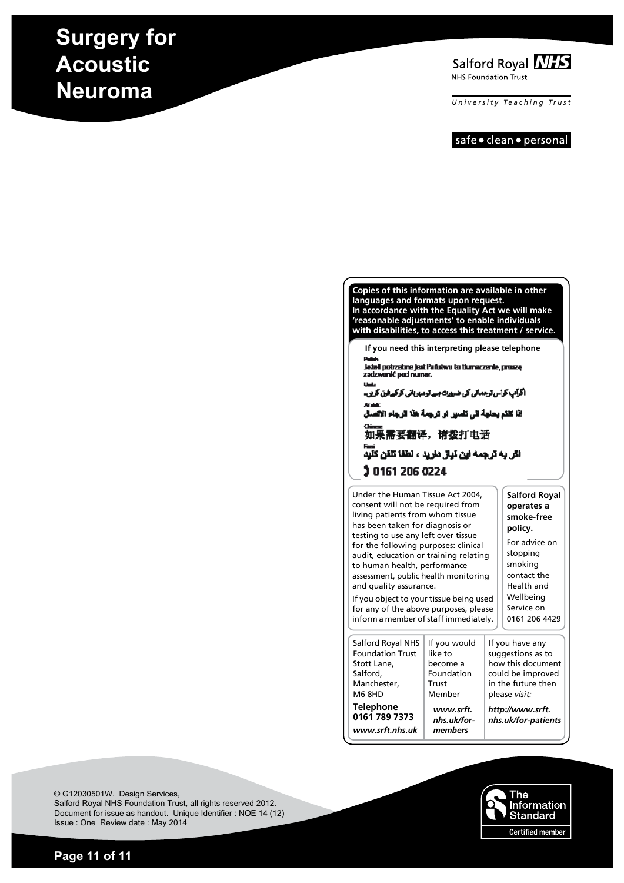# Surgery for Acoustic Neuroma

Salford Royal NHS
NHS Foundation Trust

University Teaching Trust

safe • clean • personal

**Copies of this information are available in other languages and formats upon request.**
**In accordance with the Equality Act we will make 'reasonable adjustments' to enable individuals with disabilities, to access this treatment / service.**

**If you need this interpreting please telephone**

Polish
Jeżeli potrzebne jest Państwu to tłumaczenie, proszę zadzwonić pod numer.

Urdu
اگرآپ کواس ترجمانی کی ضرورت ہے تومہربانی کر کے فون کریں۔

Arabic
اذا كنتم بحاجة الى تفسير او ترجمة هذا الرجاء الاتصال

Chinese
如果需要翻译，请拨打电话

Farsi
اگر به ترجمه این نیاز دارید ، لطفا تلفن کنید

0161 206 0224

Under the Human Tissue Act 2004, consent will not be required from living patients from whom tissue has been taken for diagnosis or testing to use any left over tissue for the following purposes: clinical audit, education or training relating to human health, performance assessment, public health monitoring and quality assurance.

If you object to your tissue being used for any of the above purposes, please inform a member of staff immediately.

**Salford Royal operates a smoke-free policy.**

For advice on stopping smoking contact the Health and Wellbeing Service on 0161 206 4429

Salford Royal NHS Foundation Trust
Stott Lane,
Salford,
Manchester,
M6 8HD

**Telephone 0161 789 7373**

***www.srft.nhs.uk***

If you would like to become a Foundation Trust Member

***www.srft.nhs.uk/for-members***

If you have any suggestions as to how this document could be improved in the future then please *visit:*

***http://www.srft.nhs.uk/for-patients***

© G12030501W. Design Services,
Salford Royal NHS Foundation Trust, all rights reserved 2012.
Document for issue as handout. Unique Identifier : NOE 14 (12)
Issue : One Review date : May 2014

The Information Standard
Certified member